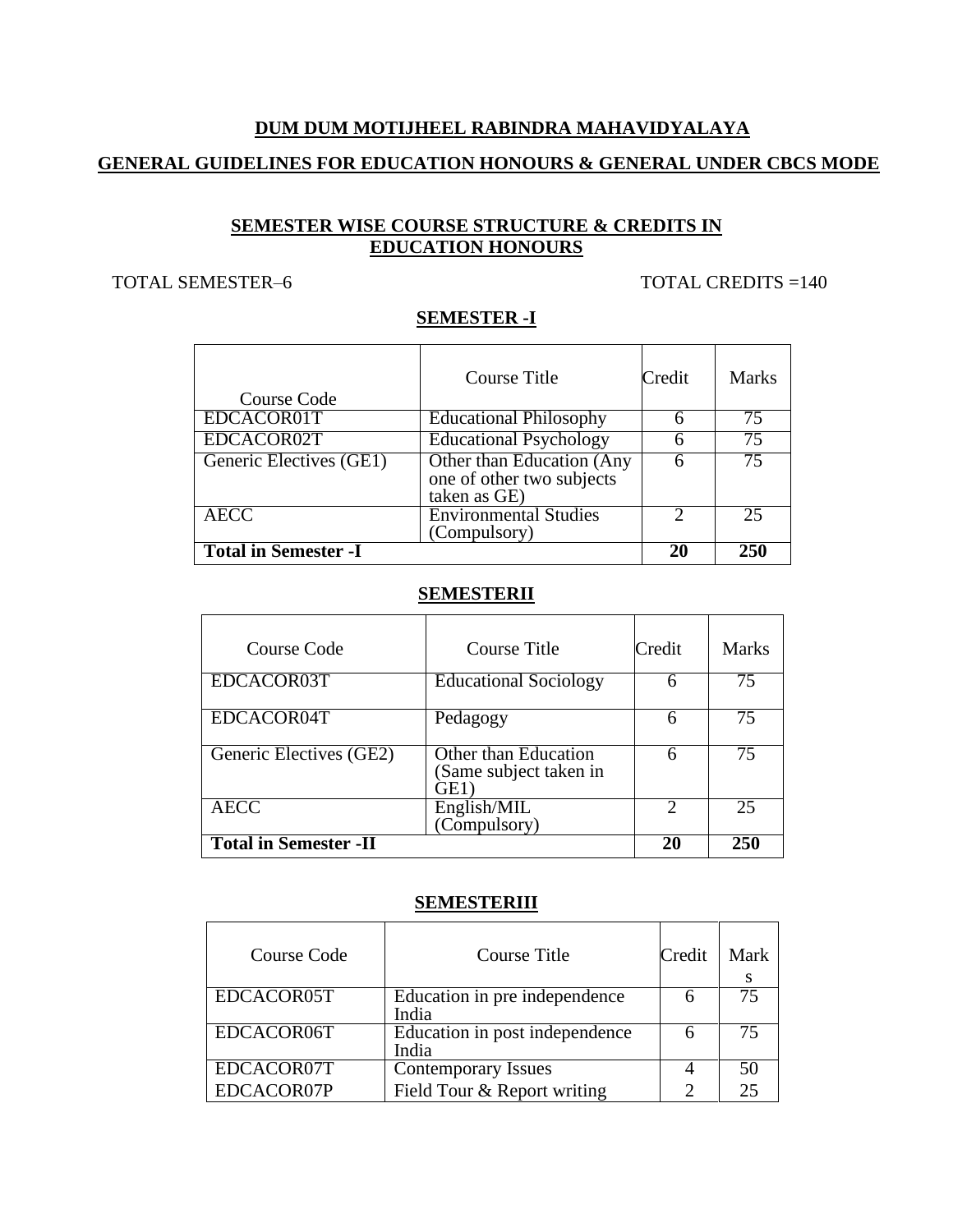**DUM DUM MOTIJHEEL RABINDRA MAHAVIDYALAYA**

**GENERAL GUIDELINES FOR EDUCATION HONOURS & GENERAL UNDER CBCS MODE**

## SEMESTER WISE COURSE STRUCTURE & CREDITS IN EDUCATION HONOURS

TOTAL SEMESTER–6 TOTAL CREDITS =140

### SEMESTER -I

| Course Code | Course Title | Credit | Marks |
|---|---|---|---|
| EDCACOR01T | Educational Philosophy | 6 | 75 |
| EDCACOR02T | Educational Psychology | 6 | 75 |
| Generic Electives (GE1) | Other than Education (Any one of other two subjects taken as GE) | 6 | 75 |
| AECC | Environmental Studies (Compulsory) | 2 | 25 |
| **Total in Semester -I** | | **20** | **250** |

### SEMESTERII

| Course Code | Course Title | Credit | Marks |
|---|---|---|---|
| EDCACOR03T | Educational Sociology | 6 | 75 |
| EDCACOR04T | Pedagogy | 6 | 75 |
| Generic Electives (GE2) | Other than Education (Same subject taken in GE1) | 6 | 75 |
| AECC | English/MIL (Compulsory) | 2 | 25 |
| **Total in Semester -II** | | **20** | **250** |

### SEMESTERIII

| Course Code | Course Title | Credit | Marks |
|---|---|---|---|
| EDCACOR05T | Education in pre independence India | 6 | 75 |
| EDCACOR06T | Education in post independence India | 6 | 75 |
| EDCACOR07T | Contemporary Issues | 4 | 50 |
| EDCACOR07P | Field Tour & Report writing | 2 | 25 |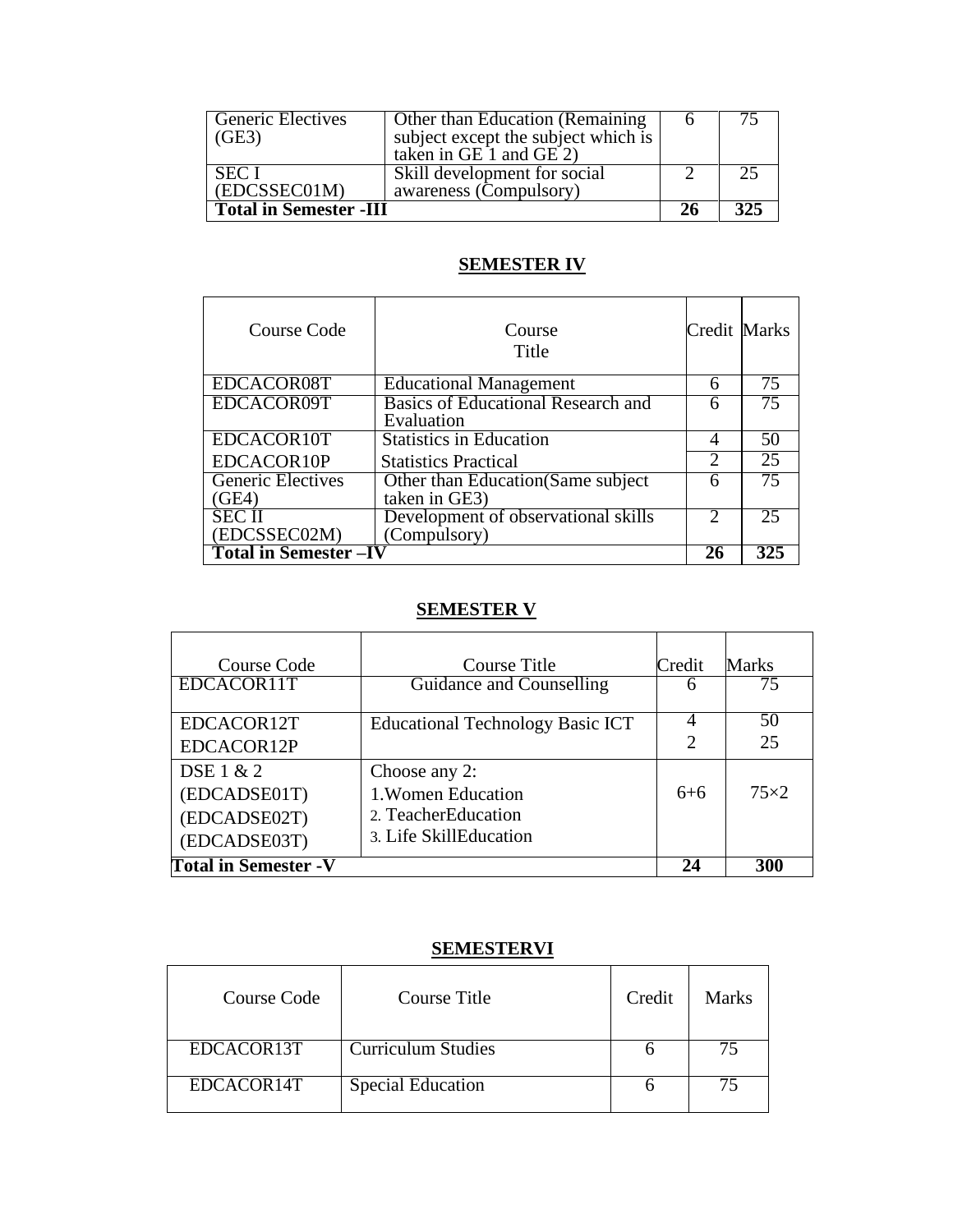| Generic Electives (GE3) | Other than Education (Remaining subject except the subject which is taken in GE 1 and GE 2) | 6 | 75 |
|---|---|---|---|
| SEC I (EDCSSEC01M) | Skill development for social awareness (Compulsory) | 2 | 25 |
| **Total in Semester -III** | | **26** | **325** |

## SEMESTER IV

| Course Code | Course Title | Credit | Marks |
|---|---|---|---|
| EDCACOR08T | Educational Management | 6 | 75 |
| EDCACOR09T | Basics of Educational Research and Evaluation | 6 | 75 |
| EDCACOR10T | Statistics in Education | 4 | 50 |
| EDCACOR10P | Statistics Practical | 2 | 25 |
| Generic Electives (GE4) | Other than Education(Same subject taken in GE3) | 6 | 75 |
| SEC II (EDCSSEC02M) | Development of observational skills (Compulsory) | 2 | 25 |
| **Total in Semester –IV** | | **26** | **325** |

## SEMESTER V

| Course Code | Course Title | Credit | Marks |
|---|---|---|---|
| EDCACOR11T | Guidance and Counselling | 6 | 75 |
| EDCACOR12T<br>EDCACOR12P | Educational Technology Basic ICT | 4<br>2 | 50<br>25 |
| DSE 1 & 2<br>(EDCADSE01T)<br>(EDCADSE02T)<br>(EDCADSE03T) | Choose any 2:<br>1.Women Education<br>2. TeacherEducation<br>3. Life SkillEducation | 6+6 | 75×2 |
| **Total in Semester -V** | | **24** | **300** |

## SEMESTERVI

| Course Code | Course Title | Credit | Marks |
|---|---|---|---|
| EDCACOR13T | Curriculum Studies | 6 | 75 |
| EDCACOR14T | Special Education | 6 | 75 |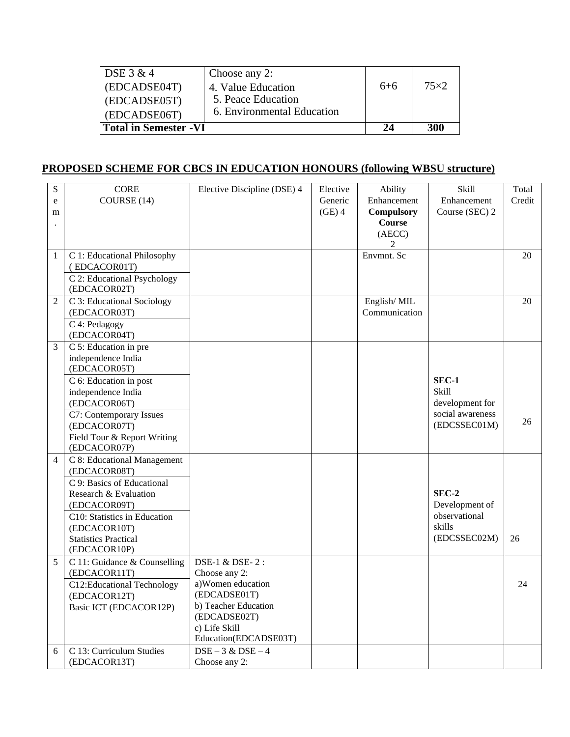| DSE 3 & 4 (EDCADSE04T) (EDCADSE05T) (EDCADSE06T) | Choose any 2: 4. Value Education 5. Peace Education 6. Environmental Education | 6+6 | 75×2 |
|---|---|---|---|
| **Total in Semester -VI** | | **24** | **300** |

## PROPOSED SCHEME FOR CBCS IN EDUCATION HONOURS (following WBSU structure)

| Sem. | CORE COURSE (14) | Elective Discipline (DSE) 4 | Elective Generic (GE) 4 | Ability Enhancement **Compulsory Course** (AECC) 2 | Skill Enhancement Course (SEC) 2 | Total Credit |
|---|---|---|---|---|---|---|
| 1 | C 1: Educational Philosophy (EDCACOR01T)<br>C 2: Educational Psychology (EDCACOR02T) | | | Envmnt. Sc | | 20 |
| 2 | C 3: Educational Sociology (EDCACOR03T)<br>C 4: Pedagogy (EDCACOR04T) | | | English/ MIL Communication | | 20 |
| 3 | C 5: Education in pre independence India (EDCACOR05T)<br>C 6: Education in post independence India (EDCACOR06T)<br>C7: Contemporary Issues (EDCACOR07T)<br>Field Tour & Report Writing (EDCACOR07P) | | | | **SEC-1** Skill development for social awareness (EDCSSEC01M) | 26 |
| 4 | C 8: Educational Management (EDCACOR08T)<br>C 9: Basics of Educational Research & Evaluation (EDCACOR09T)<br>C10: Statistics in Education (EDCACOR10T)<br>Statistics Practical (EDCACOR10P) | | | | **SEC-2** Development of observational skills (EDCSSEC02M) | 26 |
| 5 | C 11: Guidance & Counselling (EDCACOR11T)<br>C12:Educational Technology (EDCACOR12T)<br>Basic ICT (EDCACOR12P) | DSE-1 & DSE- 2 : Choose any 2:<br>a)Women education (EDCADSE01T)<br>b) Teacher Education (EDCADSE02T)<br>c) Life Skill Education(EDCADSE03T) | | | | 24 |
| 6 | C 13: Curriculum Studies (EDCACOR13T) | DSE – 3 & DSE – 4 Choose any 2: | | | | |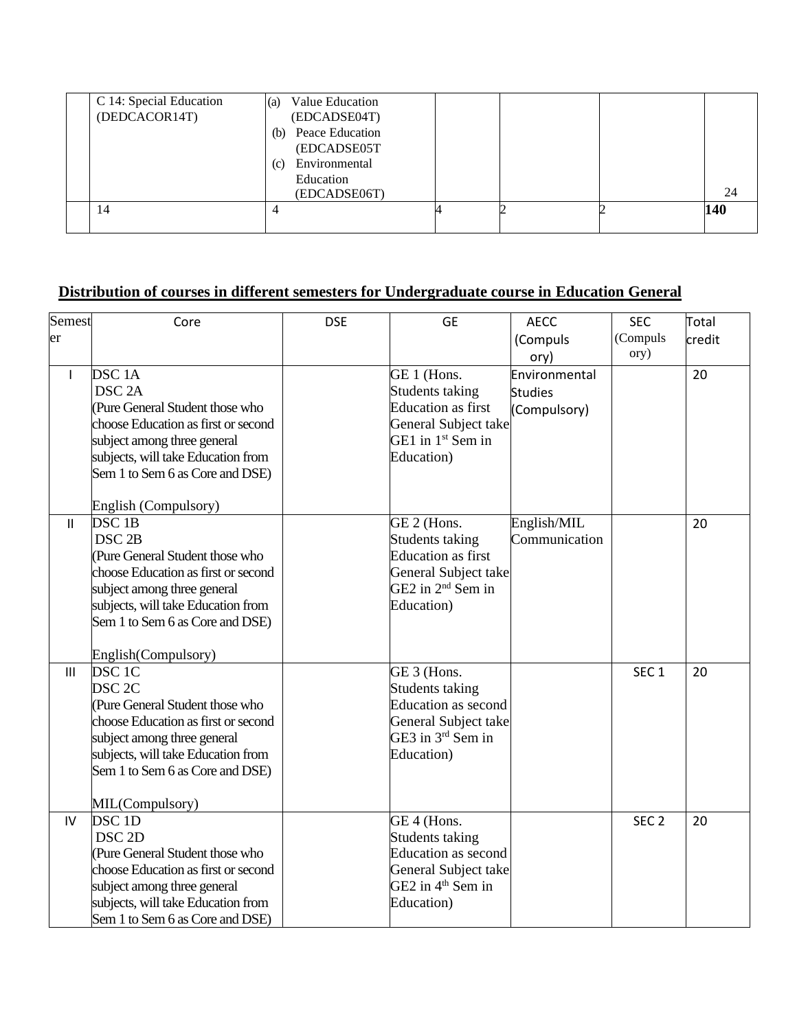| | C 14: Special Education (DEDCACOR14T) | (a) Value Education (EDCADSE04T)<br>(b) Peace Education (EDCADSE05T<br>(c) Environmental Education (EDCADSE06T) | | | | 24 |
|---|---|---|---|---|---|---|
| | 14 | 4 | 4 | 2 | 2 | **140** |

## Distribution of courses in different semesters for Undergraduate course in Education General

| Semester | Core | DSE | GE | AECC (Compulsory) | SEC (Compulsory) | Total credit |
|---|---|---|---|---|---|---|
| I | DSC 1A<br>DSC 2A<br>(Pure General Student those who choose Education as first or second subject among three general subjects, will take Education from Sem 1 to Sem 6 as Core and DSE)<br><br>English (Compulsory) | | GE 1 (Hons. Students taking Education as first General Subject take GE1 in 1st Sem in Education) | Environmental Studies (Compulsory) | | 20 |
| II | DSC 1B<br>DSC 2B<br>(Pure General Student those who choose Education as first or second subject among three general subjects, will take Education from Sem 1 to Sem 6 as Core and DSE)<br><br>English(Compulsory) | | GE 2 (Hons. Students taking Education as first General Subject take GE2 in 2nd Sem in Education) | English/MIL Communication | | 20 |
| III | DSC 1C<br>DSC 2C<br>(Pure General Student those who choose Education as first or second subject among three general subjects, will take Education from Sem 1 to Sem 6 as Core and DSE)<br><br>MIL(Compulsory) | | GE 3 (Hons. Students taking Education as second General Subject take GE3 in 3rd Sem in Education) | | SEC 1 | 20 |
| IV | DSC 1D<br>DSC 2D<br>(Pure General Student those who choose Education as first or second subject among three general subjects, will take Education from Sem 1 to Sem 6 as Core and DSE) | | GE 4 (Hons. Students taking Education as second General Subject take GE2 in 4th Sem in Education) | | SEC 2 | 20 |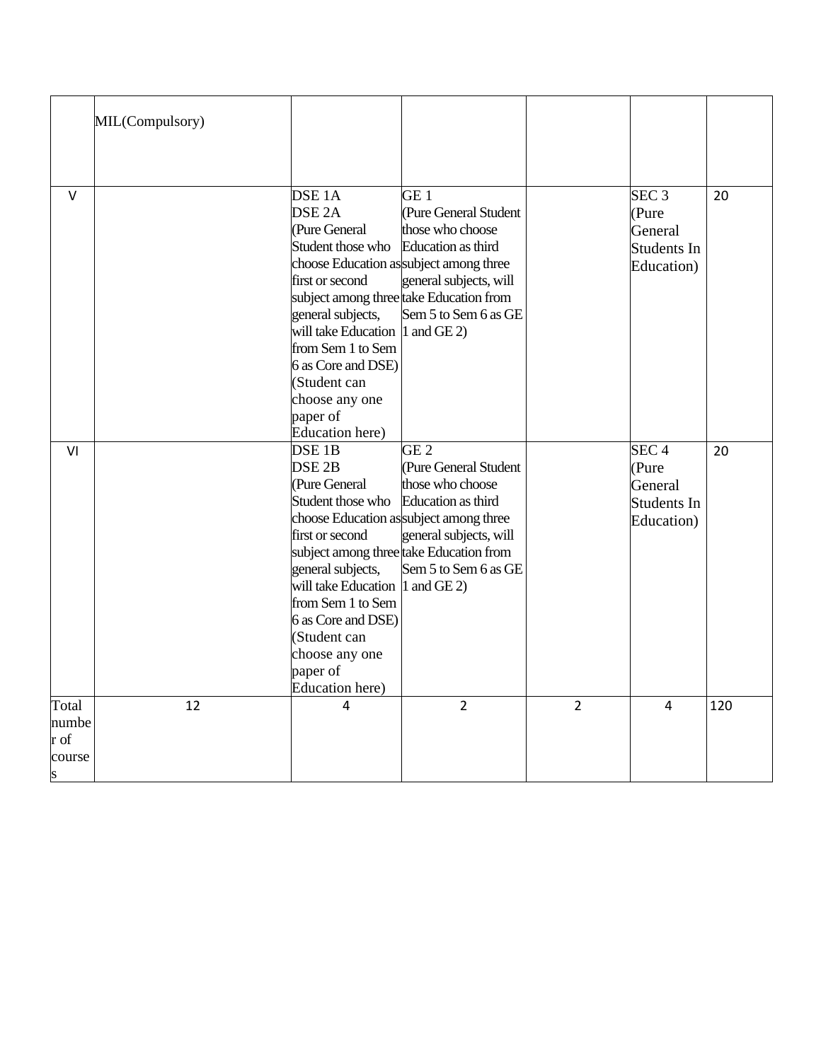|  |  |  |  |  |  |  |
|---|---|---|---|---|---|---|
|  | MIL(Compulsory) |  |  |  |  |  |
| V |  | DSE 1A<br>DSE 2A<br>(Pure General Student those who choose Education as first or second subject among three general subjects, will take Education from Sem 1 to Sem 6 as Core and DSE)<br>(Student can choose any one paper of Education here) | GE 1<br>(Pure General Student those who choose Education as third subject among three general subjects, will take Education from Sem 5 to Sem 6 as GE 1 and GE 2) |  | SEC 3<br>(Pure General Students In Education) | 20 |
| VI |  | DSE 1B<br>DSE 2B<br>(Pure General Student those who choose Education as first or second subject among three general subjects, will take Education from Sem 1 to Sem 6 as Core and DSE)<br>(Student can choose any one paper of Education here) | GE 2<br>(Pure General Student those who choose Education as third subject among three general subjects, will take Education from Sem 5 to Sem 6 as GE 1 and GE 2) |  | SEC 4<br>(Pure General Students In Education) | 20 |
| Total number of courses | 12 | 4 | 2 | 2 | 4 | 120 |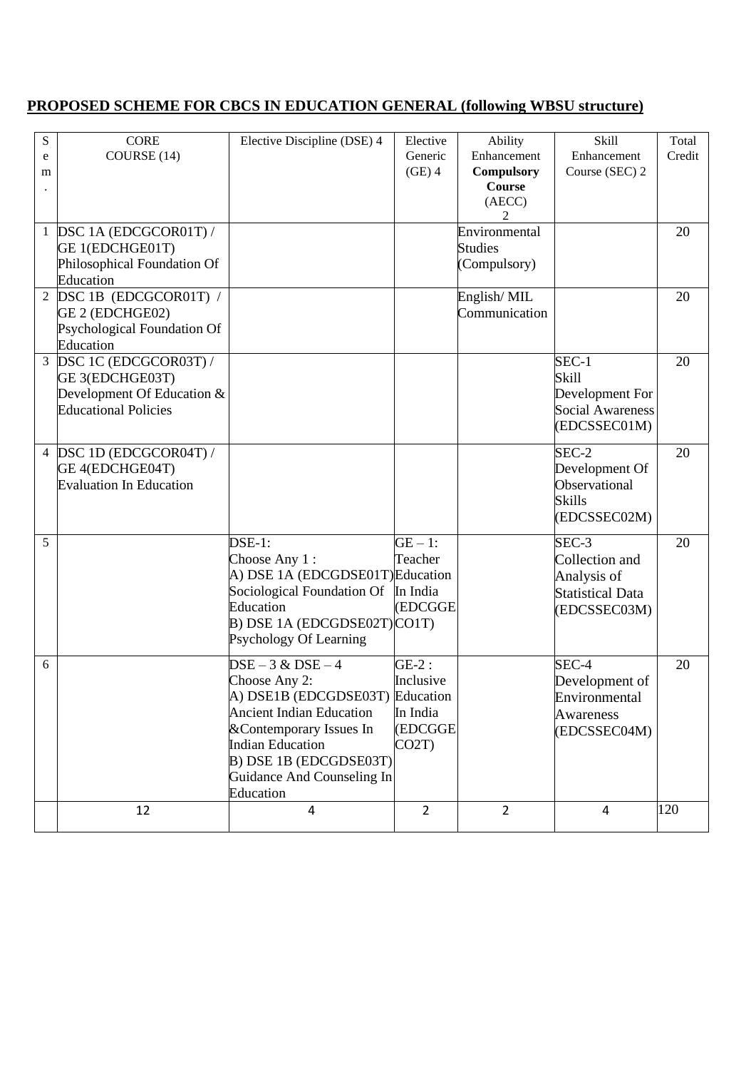**PROPOSED SCHEME FOR CBCS IN EDUCATION GENERAL (following WBSU structure)**

| Sem. | CORE COURSE (14) | Elective Discipline (DSE) 4 | Elective Generic (GE) 4 | Ability Enhancement **Compulsory Course** (AECC) 2 | Skill Enhancement Course (SEC) 2 | Total Credit |
|---|---|---|---|---|---|---|
| 1 | DSC 1A (EDCGCOR01T) / GE 1(EDCHGE01T) Philosophical Foundation Of Education | | | Environmental Studies (Compulsory) | | 20 |
| 2 | DSC 1B (EDCGCOR01T) / GE 2 (EDCHGE02) Psychological Foundation Of Education | | | English/ MIL Communication | | 20 |
| 3 | DSC 1C (EDCGCOR03T) / GE 3(EDCHGE03T) Development Of Education & Educational Policies | | | | SEC-1 Skill Development For Social Awareness (EDCSSEC01M) | 20 |
| 4 | DSC 1D (EDCGCOR04T) / GE 4(EDCHGE04T) Evaluation In Education | | | | SEC-2 Development Of Observational Skills (EDCSSEC02M) | 20 |
| 5 | | DSE-1: Choose Any 1 : A) DSE 1A (EDCGDSE01T) Sociological Foundation Of Education B) DSE 1A (EDCGDSE02T) Psychology Of Learning | GE – 1: Teacher Education In India (EDCGGECO1T) | | SEC-3 Collection and Analysis of Statistical Data (EDCSSEC03M) | 20 |
| 6 | | DSE – 3 & DSE – 4 Choose Any 2: A) DSE1B (EDCGDSE03T) Ancient Indian Education &Contemporary Issues In Indian Education B) DSE 1B (EDCGDSE03T) Guidance And Counseling In Education | GE-2 : Inclusive Education In India (EDCGGECO2T) | | SEC-4 Development of Environmental Awareness (EDCSSEC04M) | 20 |
| | 12 | 4 | 2 | 2 | 4 | 120 |